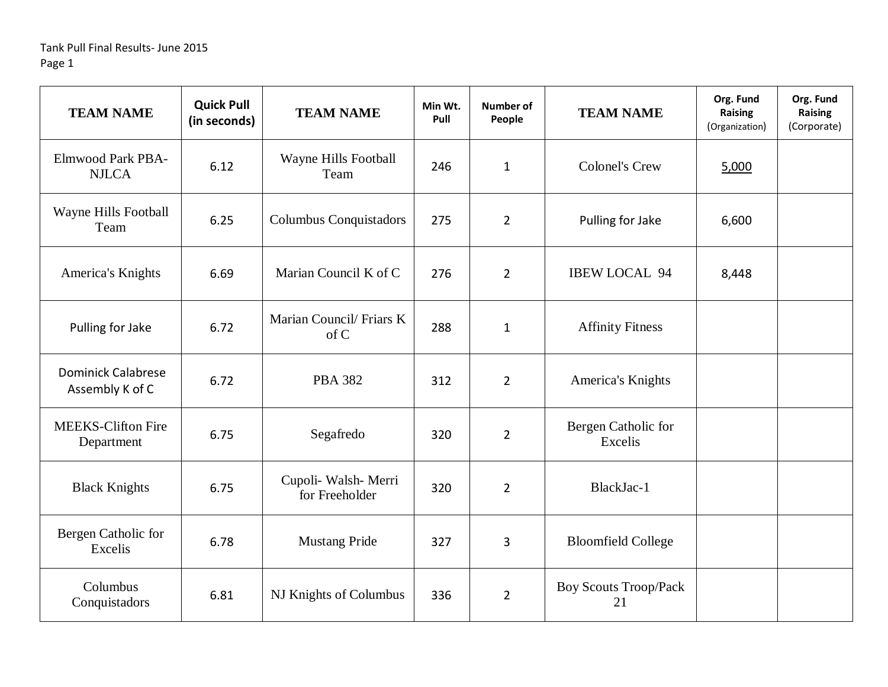Tank Pull Final Results- June 2015

Page 1

| TEAM NAME | Quick Pull (in seconds) | TEAM NAME | Min Wt. Pull | Number of People | TEAM NAME | Org. Fund Raising (Organization) | Org. Fund Raising (Corporate) |
|---|---|---|---|---|---|---|---|
| Elmwood Park PBA-NJLCA | 6.12 | Wayne Hills Football Team | 246 | 1 | Colonel's Crew | 5,000 | |
| Wayne Hills Football Team | 6.25 | Columbus Conquistadors | 275 | 2 | Pulling for Jake | 6,600 | |
| America's Knights | 6.69 | Marian Council K of C | 276 | 2 | IBEW LOCAL 94 | 8,448 | |
| Pulling for Jake | 6.72 | Marian Council/ Friars K of C | 288 | 1 | Affinity Fitness | | |
| Dominick Calabrese Assembly K of C | 6.72 | PBA 382 | 312 | 2 | America's Knights | | |
| MEEKS-Clifton Fire Department | 6.75 | Segafredo | 320 | 2 | Bergen Catholic for Excelis | | |
| Black Knights | 6.75 | Cupoli- Walsh- Merri for Freeholder | 320 | 2 | BlackJac-1 | | |
| Bergen Catholic for Excelis | 6.78 | Mustang Pride | 327 | 3 | Bloomfield College | | |
| Columbus Conquistadors | 6.81 | NJ Knights of Columbus | 336 | 2 | Boy Scouts Troop/Pack 21 | | |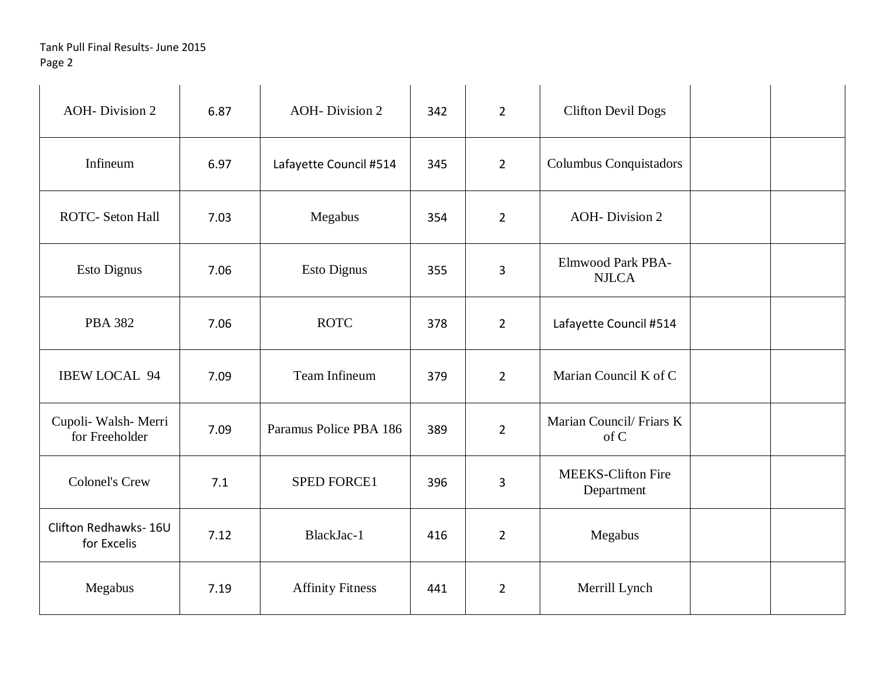Tank Pull Final Results- June 2015

| | | | | | | | |
|---|---|---|---|---|---|---|---|
| AOH- Division 2 | 6.87 | AOH- Division 2 | 342 | 2 | Clifton Devil Dogs | | |
| Infineum | 6.97 | Lafayette Council #514 | 345 | 2 | Columbus Conquistadors | | |
| ROTC- Seton Hall | 7.03 | Megabus | 354 | 2 | AOH- Division 2 | | |
| Esto Dignus | 7.06 | Esto Dignus | 355 | 3 | Elmwood Park PBA-NJLCA | | |
| PBA 382 | 7.06 | ROTC | 378 | 2 | Lafayette Council #514 | | |
| IBEW LOCAL 94 | 7.09 | Team Infineum | 379 | 2 | Marian Council K of C | | |
| Cupoli- Walsh- Merri for Freeholder | 7.09 | Paramus Police PBA 186 | 389 | 2 | Marian Council/ Friars K of C | | |
| Colonel's Crew | 7.1 | SPED FORCE1 | 396 | 3 | MEEKS-Clifton Fire Department | | |
| Clifton Redhawks- 16U for Excelis | 7.12 | BlackJac-1 | 416 | 2 | Megabus | | |
| Megabus | 7.19 | Affinity Fitness | 441 | 2 | Merrill Lynch | | |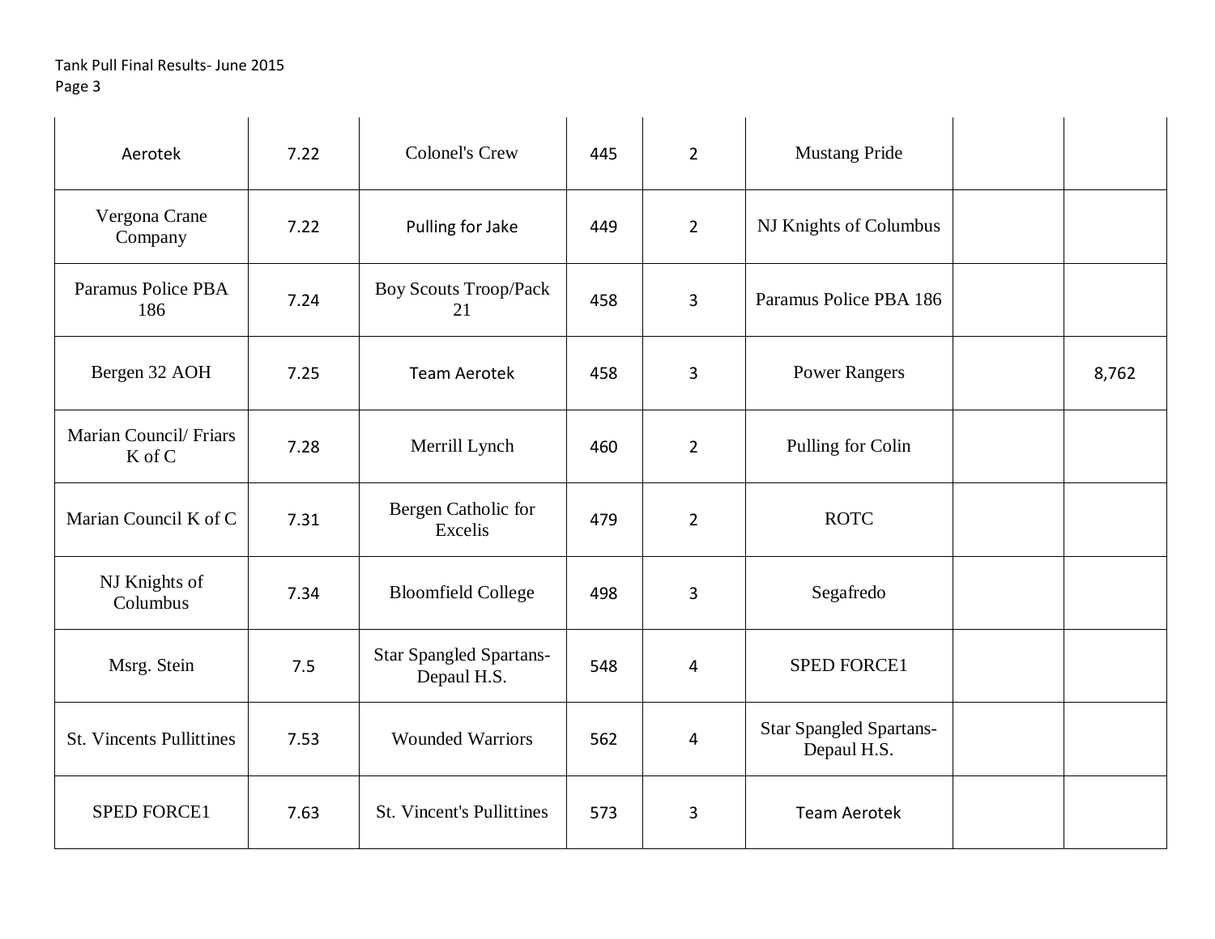| Aerotek | 7.22 | Colonel's Crew | 445 | 2 | Mustang Pride | | |
|---|---|---|---|---|---|---|---|
| Vergona Crane Company | 7.22 | Pulling for Jake | 449 | 2 | NJ Knights of Columbus | | |
| Paramus Police PBA 186 | 7.24 | Boy Scouts Troop/Pack 21 | 458 | 3 | Paramus Police PBA 186 | | |
| Bergen 32 AOH | 7.25 | Team Aerotek | 458 | 3 | Power Rangers | | 8,762 |
| Marian Council/ Friars K of C | 7.28 | Merrill Lynch | 460 | 2 | Pulling for Colin | | |
| Marian Council K of C | 7.31 | Bergen Catholic for Excelis | 479 | 2 | ROTC | | |
| NJ Knights of Columbus | 7.34 | Bloomfield College | 498 | 3 | Segafredo | | |
| Msrg. Stein | 7.5 | Star Spangled Spartans-Depaul H.S. | 548 | 4 | SPED FORCE1 | | |
| St. Vincents Pullittines | 7.53 | Wounded Warriors | 562 | 4 | Star Spangled Spartans-Depaul H.S. | | |
| SPED FORCE1 | 7.63 | St. Vincent's Pullittines | 573 | 3 | Team Aerotek | | |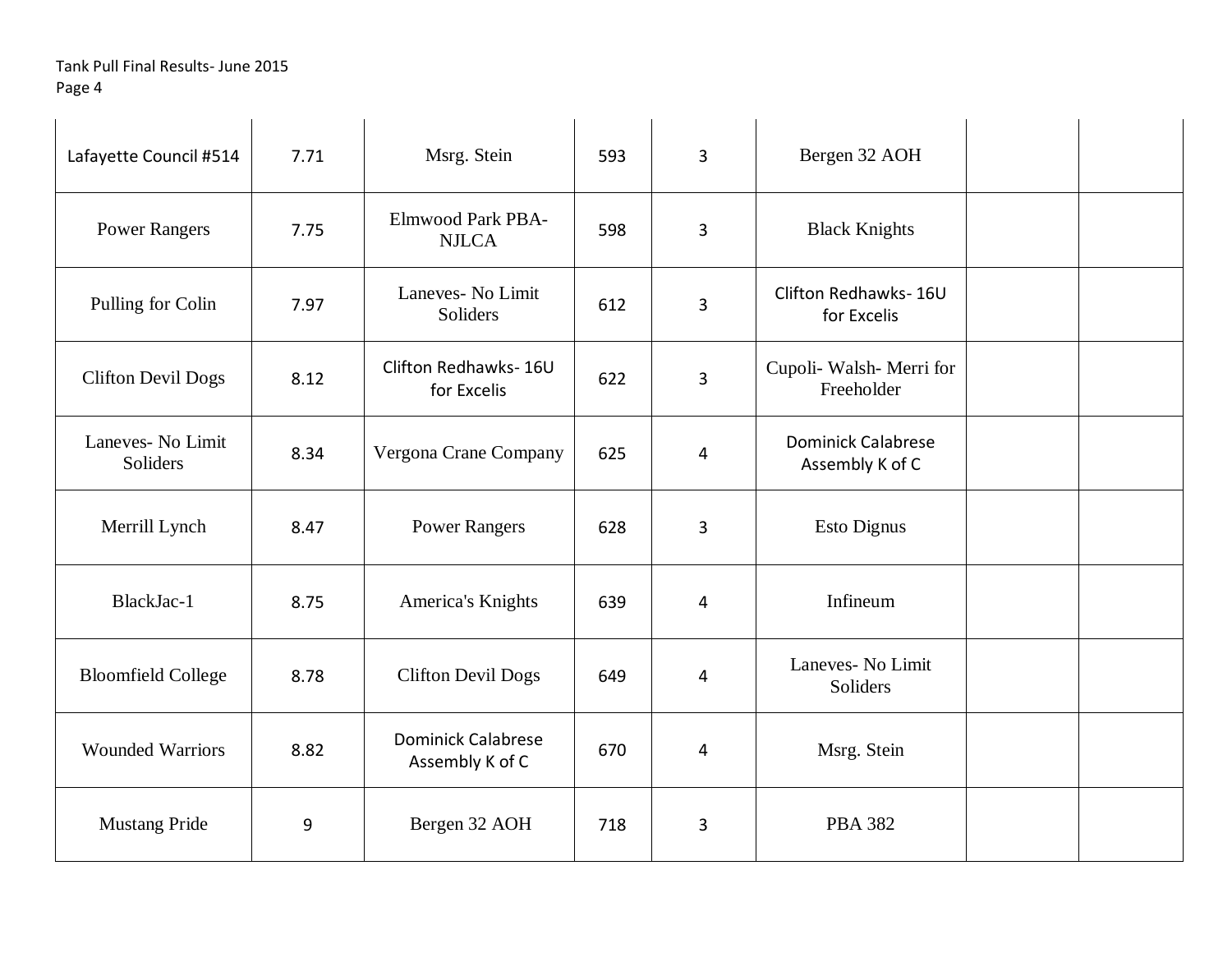| | | | | | | | |
|---|---|---|---|---|---|---|---|
| Lafayette Council #514 | 7.71 | Msrg. Stein | 593 | 3 | Bergen 32 AOH | | |
| Power Rangers | 7.75 | Elmwood Park PBA-NJLCA | 598 | 3 | Black Knights | | |
| Pulling for Colin | 7.97 | Laneves- No Limit Soliders | 612 | 3 | Clifton Redhawks- 16U for Excelis | | |
| Clifton Devil Dogs | 8.12 | Clifton Redhawks- 16U for Excelis | 622 | 3 | Cupoli- Walsh- Merri for Freeholder | | |
| Laneves- No Limit Soliders | 8.34 | Vergona Crane Company | 625 | 4 | Dominick Calabrese Assembly K of C | | |
| Merrill Lynch | 8.47 | Power Rangers | 628 | 3 | Esto Dignus | | |
| BlackJac-1 | 8.75 | America's Knights | 639 | 4 | Infineum | | |
| Bloomfield College | 8.78 | Clifton Devil Dogs | 649 | 4 | Laneves- No Limit Soliders | | |
| Wounded Warriors | 8.82 | Dominick Calabrese Assembly K of C | 670 | 4 | Msrg. Stein | | |
| Mustang Pride | 9 | Bergen 32 AOH | 718 | 3 | PBA 382 | | |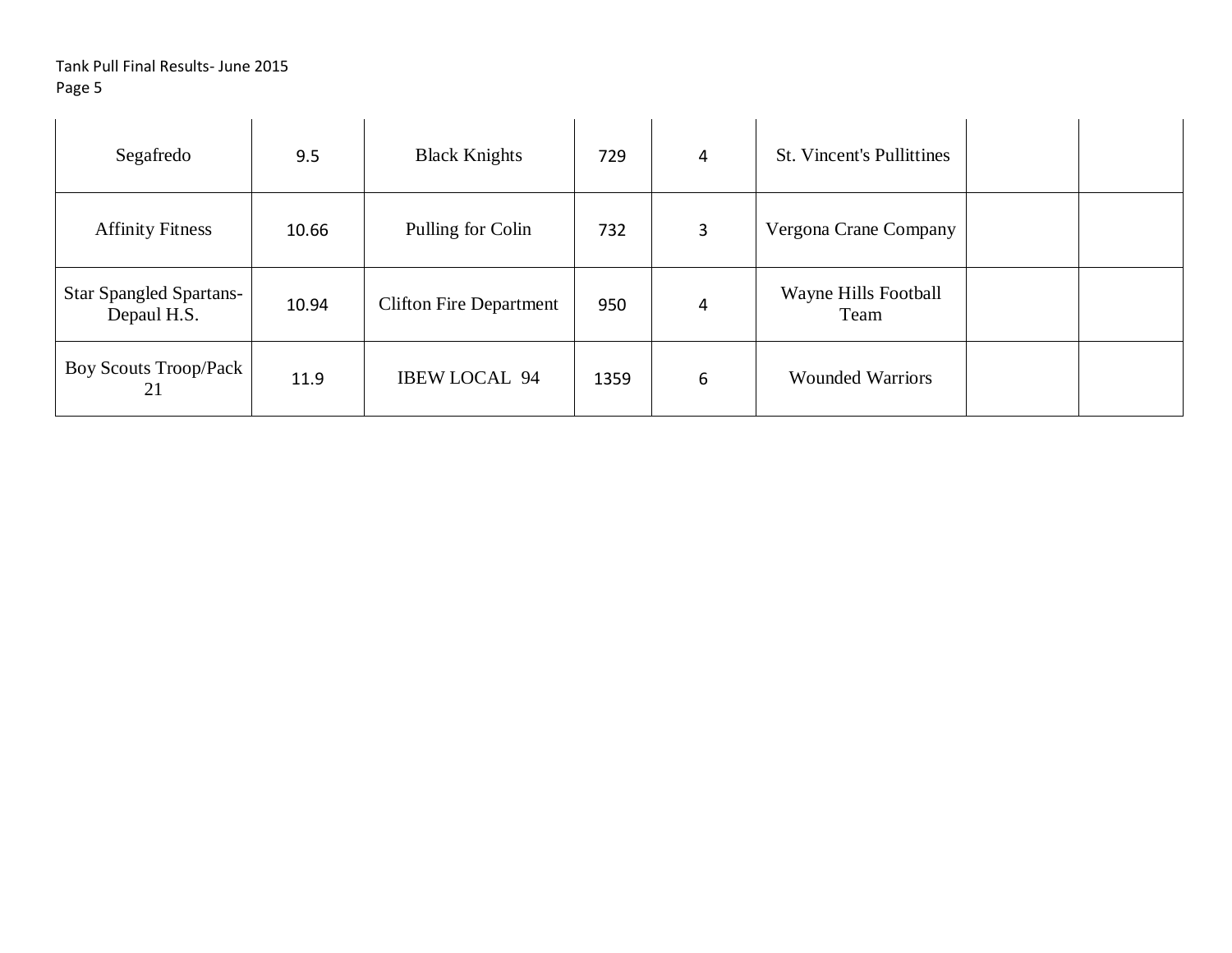| | | | | | | | |
|---|---|---|---|---|---|---|---|
| Segafredo | 9.5 | Black Knights | 729 | 4 | St. Vincent's Pullittines | | |
| Affinity Fitness | 10.66 | Pulling for Colin | 732 | 3 | Vergona Crane Company | | |
| Star Spangled Spartans- Depaul H.S. | 10.94 | Clifton Fire Department | 950 | 4 | Wayne Hills Football Team | | |
| Boy Scouts Troop/Pack 21 | 11.9 | IBEW LOCAL 94 | 1359 | 6 | Wounded Warriors | | |